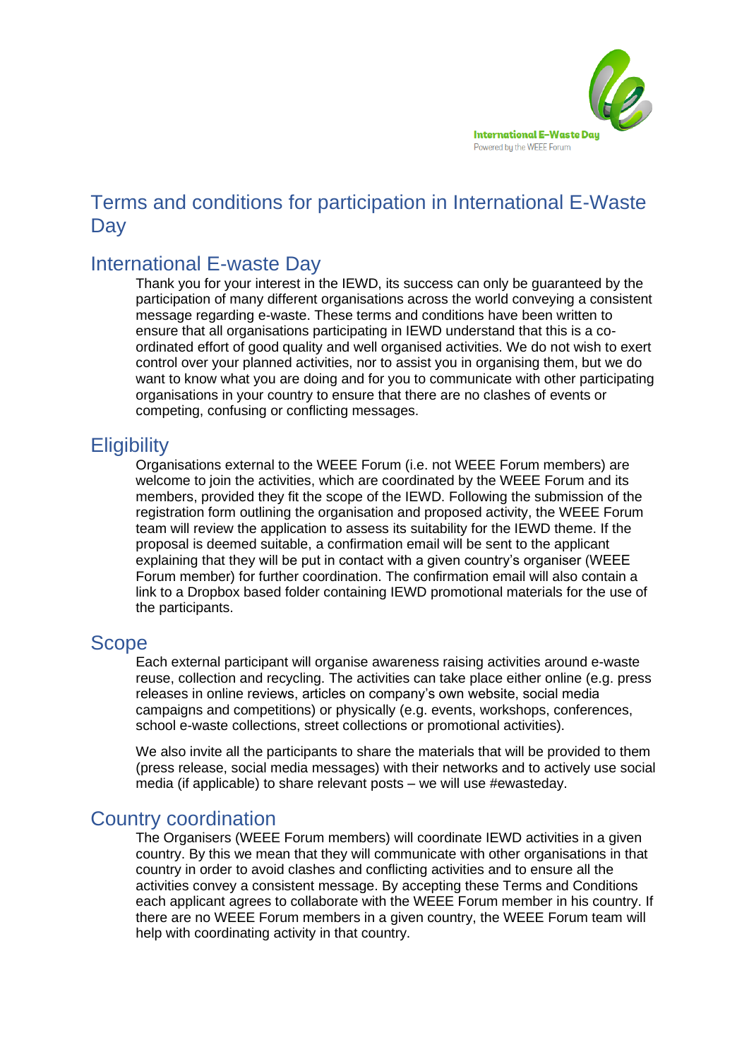International E-Waste Day
Powered by the WEEE Forum

# Terms and conditions for participation in International E-Waste Day

## International E-waste Day

Thank you for your interest in the IEWD, its success can only be guaranteed by the participation of many different organisations across the world conveying a consistent message regarding e-waste. These terms and conditions have been written to ensure that all organisations participating in IEWD understand that this is a co-ordinated effort of good quality and well organised activities. We do not wish to exert control over your planned activities, nor to assist you in organising them, but we do want to know what you are doing and for you to communicate with other participating organisations in your country to ensure that there are no clashes of events or competing, confusing or conflicting messages.

## Eligibility

Organisations external to the WEEE Forum (i.e. not WEEE Forum members) are welcome to join the activities, which are coordinated by the WEEE Forum and its members, provided they fit the scope of the IEWD. Following the submission of the registration form outlining the organisation and proposed activity, the WEEE Forum team will review the application to assess its suitability for the IEWD theme. If the proposal is deemed suitable, a confirmation email will be sent to the applicant explaining that they will be put in contact with a given country's organiser (WEEE Forum member) for further coordination. The confirmation email will also contain a link to a Dropbox based folder containing IEWD promotional materials for the use of the participants.

## Scope

Each external participant will organise awareness raising activities around e-waste reuse, collection and recycling. The activities can take place either online (e.g. press releases in online reviews, articles on company's own website, social media campaigns and competitions) or physically (e.g. events, workshops, conferences, school e-waste collections, street collections or promotional activities).

We also invite all the participants to share the materials that will be provided to them (press release, social media messages) with their networks and to actively use social media (if applicable) to share relevant posts – we will use #ewasteday.

## Country coordination

The Organisers (WEEE Forum members) will coordinate IEWD activities in a given country. By this we mean that they will communicate with other organisations in that country in order to avoid clashes and conflicting activities and to ensure all the activities convey a consistent message. By accepting these Terms and Conditions each applicant agrees to collaborate with the WEEE Forum member in his country. If there are no WEEE Forum members in a given country, the WEEE Forum team will help with coordinating activity in that country.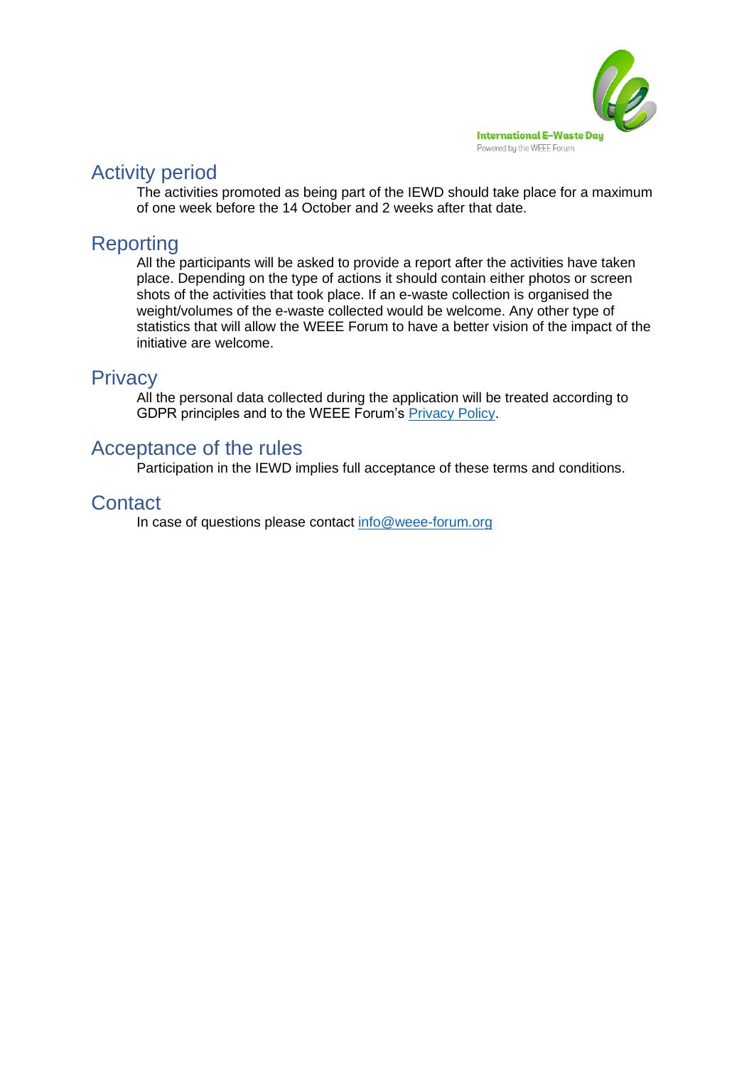## Activity period

The activities promoted as being part of the IEWD should take place for a maximum of one week before the 14 October and 2 weeks after that date.

## Reporting

All the participants will be asked to provide a report after the activities have taken place. Depending on the type of actions it should contain either photos or screen shots of the activities that took place. If an e-waste collection is organised the weight/volumes of the e-waste collected would be welcome. Any other type of statistics that will allow the WEEE Forum to have a better vision of the impact of the initiative are welcome.

## Privacy

All the personal data collected during the application will be treated according to GDPR principles and to the WEEE Forum's Privacy Policy.

## Acceptance of the rules

Participation in the IEWD implies full acceptance of these terms and conditions.

## Contact

In case of questions please contact info@weee-forum.org